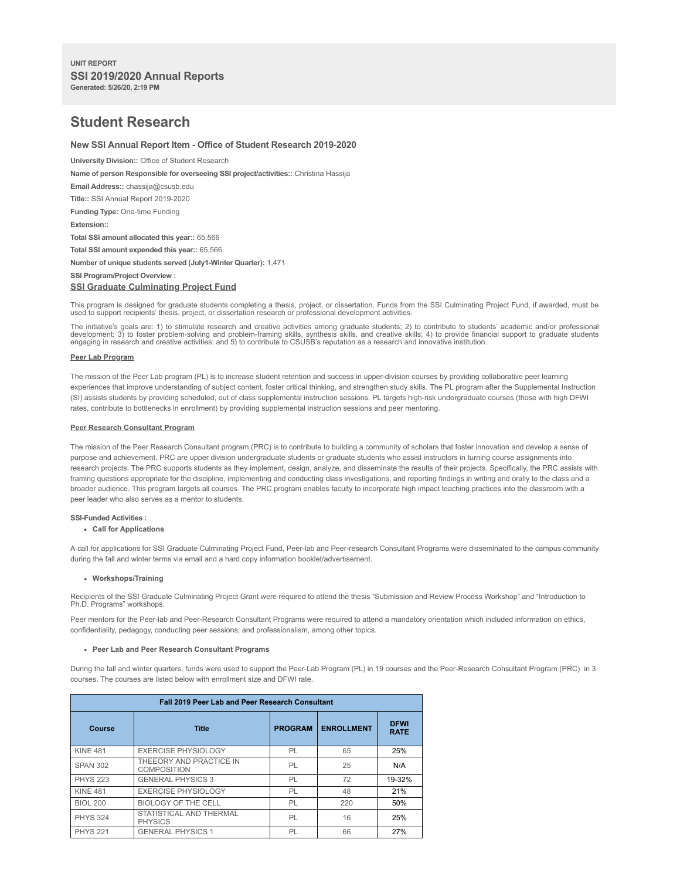**UNIT REPORT**

**SSI 2019/2020 Annual Reports**

**Generated: 5/26/20, 2:19 PM**

# Student Research

### New SSI Annual Report Item - Office of Student Research 2019-2020

**University Division::** Office of Student Research

**Name of person Responsible for overseeing SSI project/activities::** Christina Hassija

**Email Address::** chassija@csusb.edu

**Title::** SSI Annual Report 2019-2020

**Funding Type:** One-time Funding

**Extension::**

**Total SSI amount allocated this year::** 65,566

**Total SSI amount expended this year::** 65,566

**Number of unique students served (July1-Winter Quarter):** 1,471

**SSI Program/Project Overview :**

**SSI Graduate Culminating Project Fund**

This program is designed for graduate students completing a thesis, project, or dissertation. Funds from the SSI Culminating Project Fund, if awarded, must be used to support recipients' thesis, project, or dissertation research or professional development activities.

The initiative's goals are: 1) to stimulate research and creative activities among graduate students; 2) to contribute to students' academic and/or professional development; 3) to foster problem-solving and problem-framing skills, synthesis skills, and creative skills; 4) to provide financial support to graduate students engaging in research and creative activities; and 5) to contribute to CSUSB's reputation as a research and innovative institution.

**Peer Lab Program**

The mission of the Peer Lab program (PL) is to increase student retention and success in upper-division courses by providing collaborative peer learning experiences that improve understanding of subject content, foster critical thinking, and strengthen study skills. The PL program after the Supplemental Instruction (SI) assists students by providing scheduled, out of class supplemental instruction sessions. PL targets high-risk undergraduate courses (those with high DFWI rates, contribute to bottlenecks in enrollment) by providing supplemental instruction sessions and peer mentoring.

**Peer Research Consultant Program**

The mission of the Peer Research Consultant program (PRC) is to contribute to building a community of scholars that foster innovation and develop a sense of purpose and achievement. PRC are upper division undergraduate students or graduate students who assist instructors in turning course assignments into research projects. The PRC supports students as they implement, design, analyze, and disseminate the results of their projects. Specifically, the PRC assists with framing questions appropriate for the discipline, implementing and conducting class investigations, and reporting findings in writing and orally to the class and a broader audience. This program targets all courses. The PRC program enables faculty to incorporate high impact teaching practices into the classroom with a peer leader who also serves as a mentor to students.

**SSI-Funded Activities :**

- **Call for Applications**

A call for applications for SSI Graduate Culminating Project Fund, Peer-lab and Peer-research Consultant Programs were disseminated to the campus community during the fall and winter terms via email and a hard copy information booklet/advertisement.

- **Workshops/Training**

Recipients of the SSI Graduate Culminating Project Grant were required to attend the thesis "Submission and Review Process Workshop" and "Introduction to Ph.D. Programs" workshops.

Peer mentors for the Peer-lab and Peer-Research Consultant Programs were required to attend a mandatory orientation which included information on ethics, confidentiality, pedagogy, conducting peer sessions, and professionalism, among other topics.

- **Peer Lab and Peer Research Consultant Programs**

During the fall and winter quarters, funds were used to support the Peer-Lab Program (PL) in 19 courses and the Peer-Research Consultant Program (PRC) in 3 courses. The courses are listed below with enrollment size and DFWI rate.

| Fall 2019 Peer Lab and Peer Research Consultant | | | | |
|---|---|---|---|---|
| **Course** | **Title** | **PROGRAM** | **ENROLLMENT** | **DFWI RATE** |
| KINE 481 | EXERCISE PHYSIOLOGY | PL | 65 | 25% |
| SPAN 302 | THEEORY AND PRACTICE IN COMPOSITION | PL | 25 | N/A |
| PHYS 223 | GENERAL PHYSICS 3 | PL | 72 | 19-32% |
| KINE 481 | EXERCISE PHYSIOLOGY | PL | 48 | 21% |
| BIOL 200 | BIOLOGY OF THE CELL | PL | 220 | 50% |
| PHYS 324 | STATISTICAL AND THERMAL PHYSICS | PL | 16 | 25% |
| PHYS 221 | GENERAL PHYSICS 1 | PL | 66 | 27% |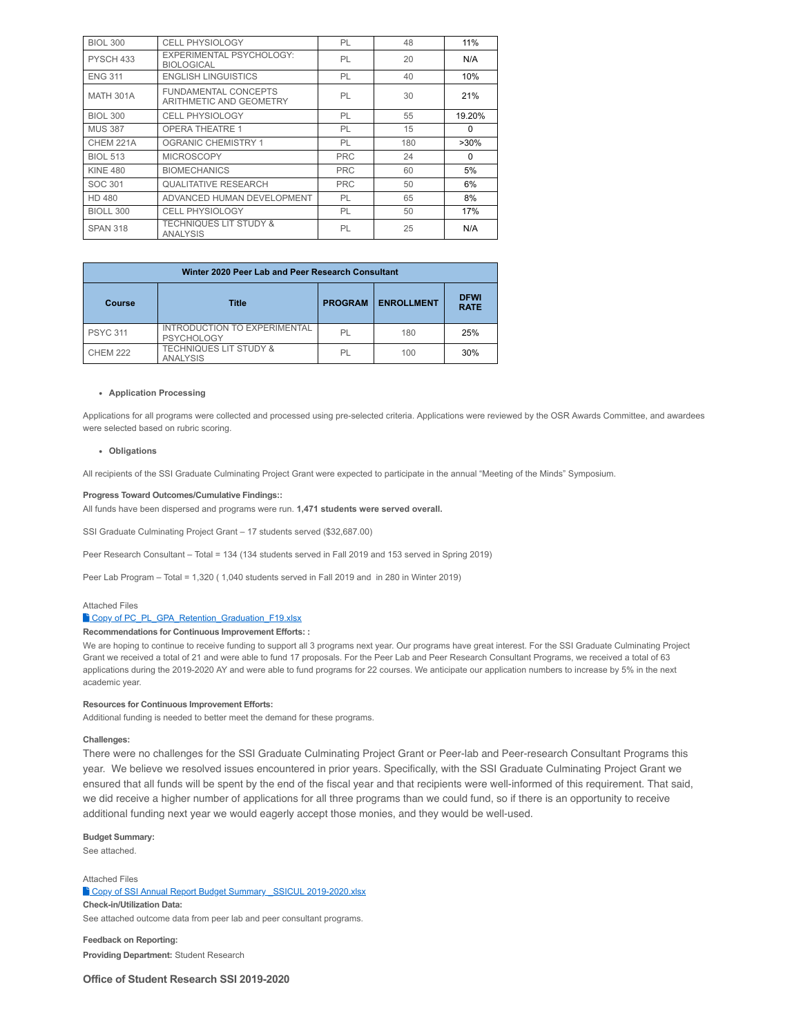| BIOL 300 | CELL PHYSIOLOGY | PL | 48 | 11% |
|---|---|---|---|---|
| PYSCH 433 | EXPERIMENTAL PSYCHOLOGY: BIOLOGICAL | PL | 20 | N/A |
| ENG 311 | ENGLISH LINGUISTICS | PL | 40 | 10% |
| MATH 301A | FUNDAMENTAL CONCEPTS ARITHMETIC AND GEOMETRY | PL | 30 | 21% |
| BIOL 300 | CELL PHYSIOLOGY | PL | 55 | 19.20% |
| MUS 387 | OPERA THEATRE 1 | PL | 15 | 0 |
| CHEM 221A | OGRANIC CHEMISTRY 1 | PL | 180 | >30% |
| BIOL 513 | MICROSCOPY | PRC | 24 | 0 |
| KINE 480 | BIOMECHANICS | PRC | 60 | 5% |
| SOC 301 | QUALITATIVE RESEARCH | PRC | 50 | 6% |
| HD 480 | ADVANCED HUMAN DEVELOPMENT | PL | 65 | 8% |
| BIOLL 300 | CELL PHYSIOLOGY | PL | 50 | 17% |
| SPAN 318 | TECHNIQUES LIT STUDY & ANALYSIS | PL | 25 | N/A |

| Winter 2020 Peer Lab and Peer Research Consultant | | | | |
|---|---|---|---|---|
| **Course** | **Title** | **PROGRAM** | **ENROLLMENT** | **DFWI RATE** |
| PSYC 311 | INTRODUCTION TO EXPERIMENTAL PSYCHOLOGY | PL | 180 | 25% |
| CHEM 222 | TECHNIQUES LIT STUDY & ANALYSIS | PL | 100 | 30% |

- **Application Processing**

Applications for all programs were collected and processed using pre-selected criteria. Applications were reviewed by the OSR Awards Committee, and awardees were selected based on rubric scoring.

- **Obligations**

All recipients of the SSI Graduate Culminating Project Grant were expected to participate in the annual "Meeting of the Minds" Symposium.

**Progress Toward Outcomes/Cumulative Findings::**

All funds have been dispersed and programs were run. **1,471 students were served overall.**

SSI Graduate Culminating Project Grant – 17 students served ($32,687.00)

Peer Research Consultant – Total = 134 (134 students served in Fall 2019 and 153 served in Spring 2019)

Peer Lab Program – Total = 1,320 ( 1,040 students served in Fall 2019 and in 280 in Winter 2019)

Attached Files

Copy of PC_PL_GPA_Retention_Graduation_F19.xlsx

**Recommendations for Continuous Improvement Efforts: :**

We are hoping to continue to receive funding to support all 3 programs next year. Our programs have great interest. For the SSI Graduate Culminating Project Grant we received a total of 21 and were able to fund 17 proposals. For the Peer Lab and Peer Research Consultant Programs, we received a total of 63 applications during the 2019-2020 AY and were able to fund programs for 22 courses. We anticipate our application numbers to increase by 5% in the next academic year.

**Resources for Continuous Improvement Efforts:**

Additional funding is needed to better meet the demand for these programs.

**Challenges:**

There were no challenges for the SSI Graduate Culminating Project Grant or Peer-lab and Peer-research Consultant Programs this year. We believe we resolved issues encountered in prior years. Specifically, with the SSI Graduate Culminating Project Grant we ensured that all funds will be spent by the end of the fiscal year and that recipients were well-informed of this requirement. That said, we did receive a higher number of applications for all three programs than we could fund, so if there is an opportunity to receive additional funding next year we would eagerly accept those monies, and they would be well-used.

**Budget Summary:**

See attached.

Attached Files

Copy of SSI Annual Report Budget Summary _SSICUL 2019-2020.xlsx

**Check-in/Utilization Data:**

See attached outcome data from peer lab and peer consultant programs.

**Feedback on Reporting:**

**Providing Department:** Student Research

## Office of Student Research SSI 2019-2020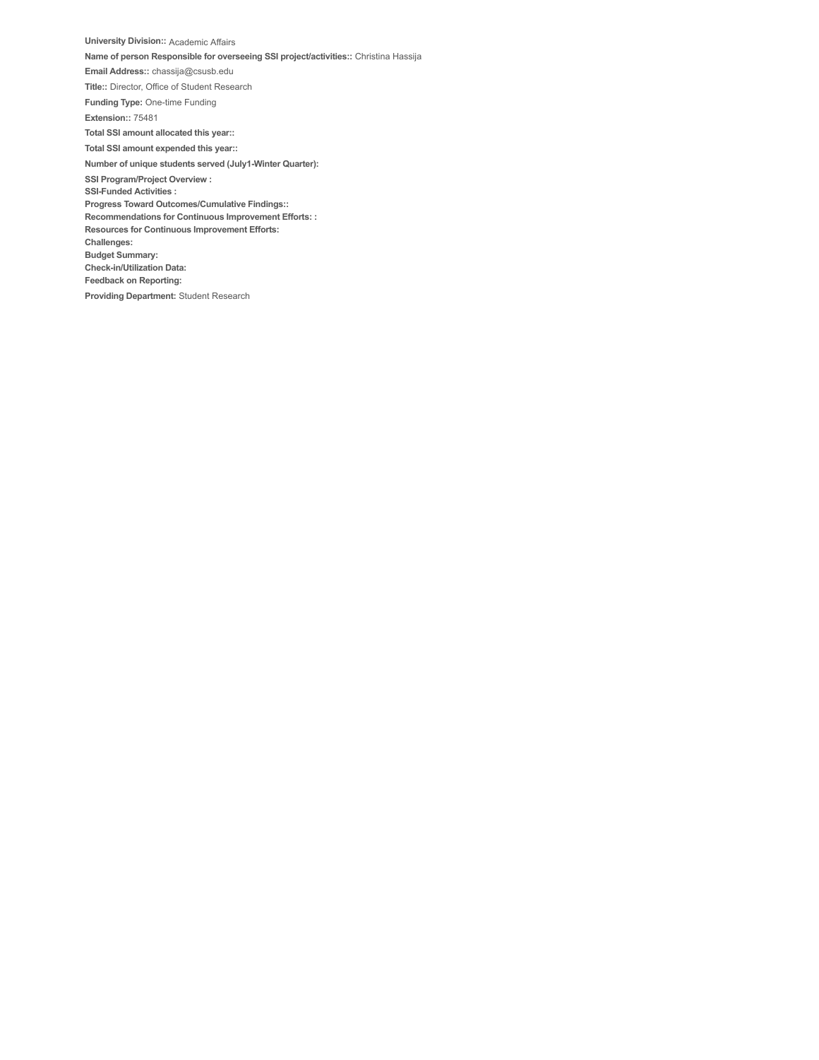**University Division::** Academic Affairs

**Name of person Responsible for overseeing SSI project/activities::** Christina Hassija

**Email Address::** chassija@csusb.edu

**Title::** Director, Office of Student Research

**Funding Type:** One-time Funding

**Extension::** 75481

**Total SSI amount allocated this year::**

**Total SSI amount expended this year::**

**Number of unique students served (July1-Winter Quarter):**

**SSI Program/Project Overview :**

**SSI-Funded Activities :**

**Progress Toward Outcomes/Cumulative Findings::**

**Recommendations for Continuous Improvement Efforts: :**

**Resources for Continuous Improvement Efforts:**

**Challenges:**

**Budget Summary:**

**Check-in/Utilization Data:**

**Feedback on Reporting:**

**Providing Department:** Student Research